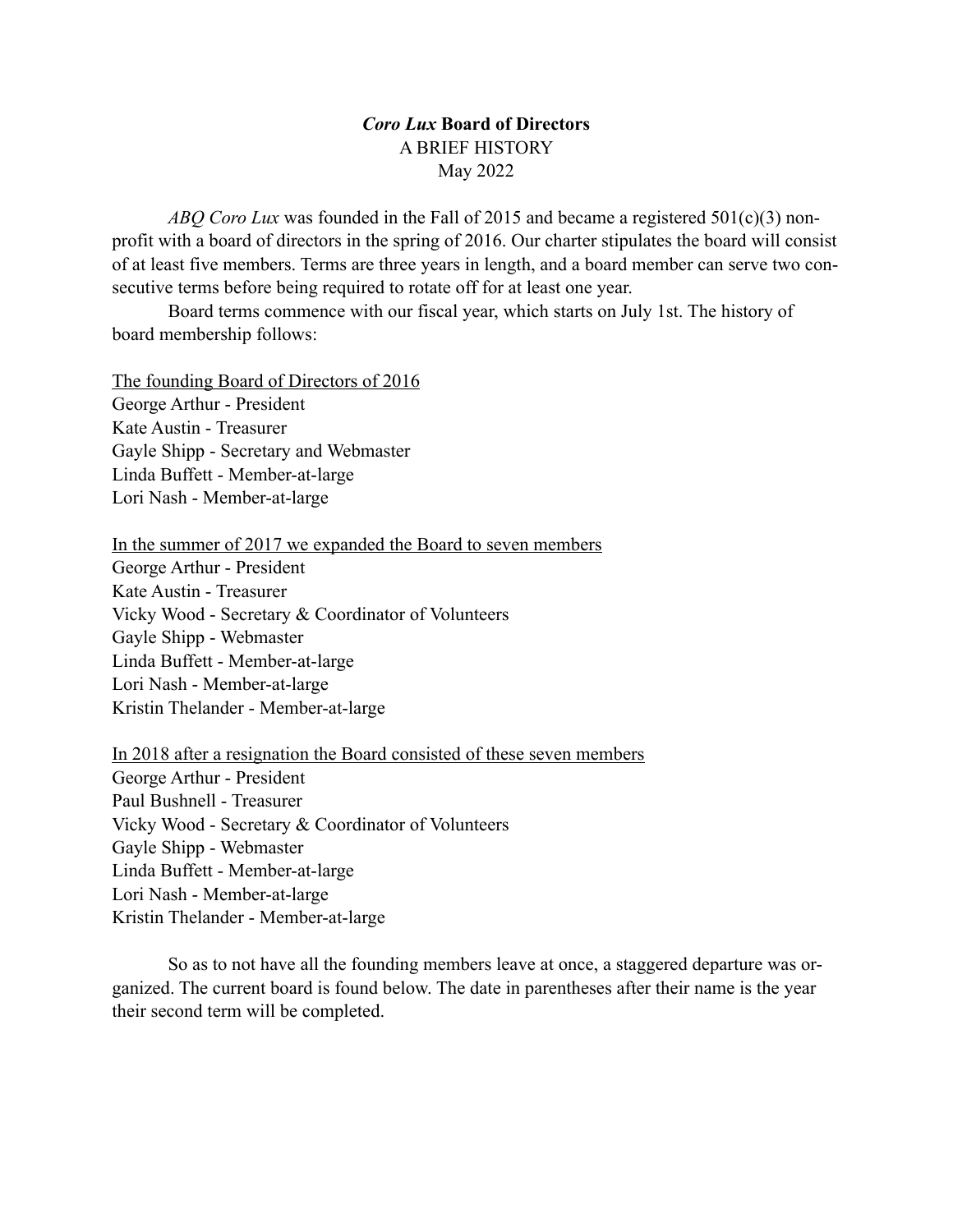# *Coro Lux* Board of Directors

A BRIEF HISTORY

May 2022

*ABQ Coro Lux* was founded in the Fall of 2015 and became a registered 501(c)(3) non-profit with a board of directors in the spring of 2016. Our charter stipulates the board will consist of at least five members. Terms are three years in length, and a board member can serve two consecutive terms before being required to rotate off for at least one year.

Board terms commence with our fiscal year, which starts on July 1st. The history of board membership follows:

<u>The founding Board of Directors of 2016</u>

George Arthur - President
Kate Austin - Treasurer
Gayle Shipp - Secretary and Webmaster
Linda Buffett - Member-at-large
Lori Nash - Member-at-large

<u>In the summer of 2017 we expanded the Board to seven members</u>

George Arthur - President
Kate Austin - Treasurer
Vicky Wood - Secretary & Coordinator of Volunteers
Gayle Shipp - Webmaster
Linda Buffett - Member-at-large
Lori Nash - Member-at-large
Kristin Thelander - Member-at-large

<u>In 2018 after a resignation the Board consisted of these seven members</u>

George Arthur - President
Paul Bushnell - Treasurer
Vicky Wood - Secretary & Coordinator of Volunteers
Gayle Shipp - Webmaster
Linda Buffett - Member-at-large
Lori Nash - Member-at-large
Kristin Thelander - Member-at-large

So as to not have all the founding members leave at once, a staggered departure was organized. The current board is found below. The date in parentheses after their name is the year their second term will be completed.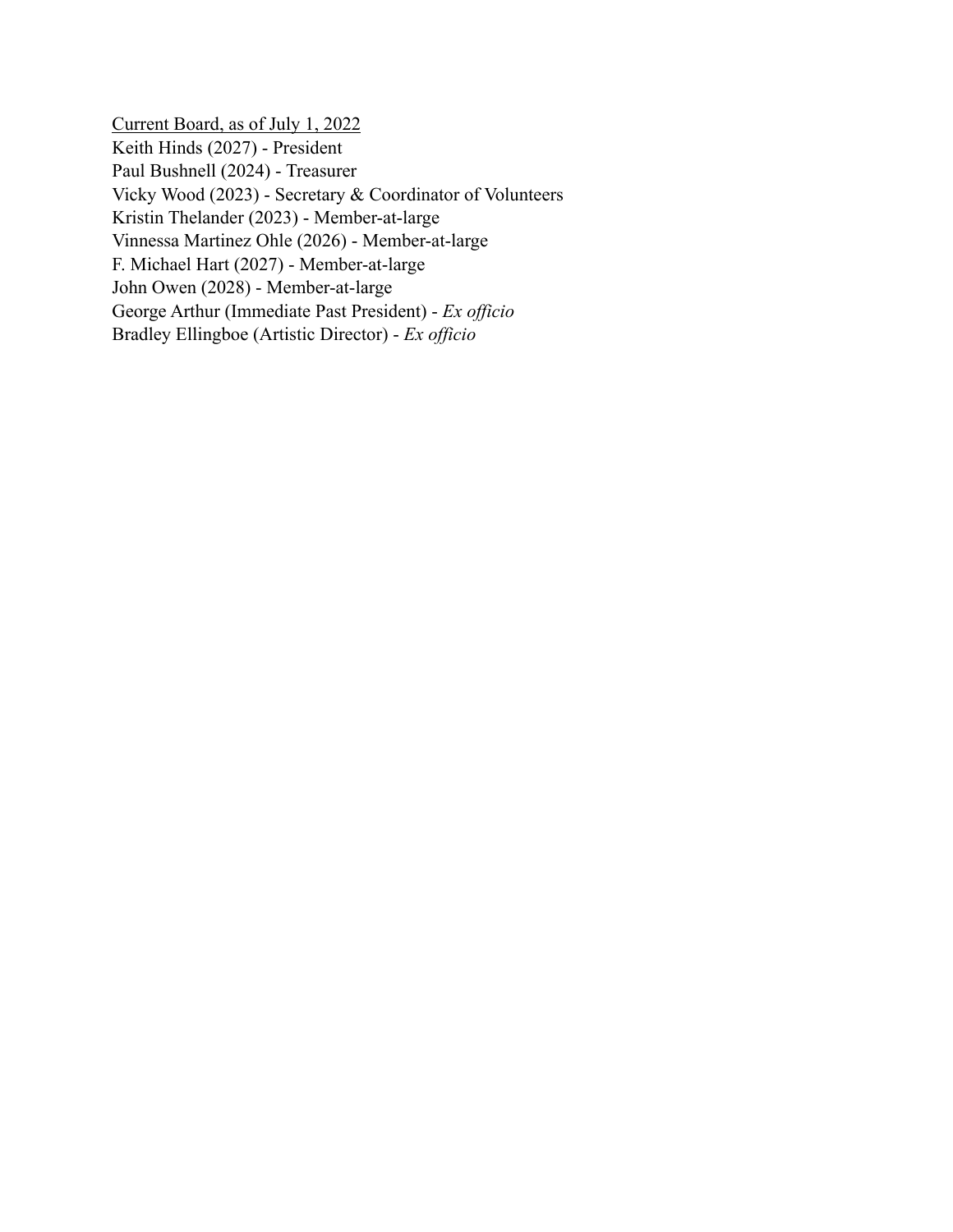<u>Current Board, as of July 1, 2022</u>

Keith Hinds (2027) - President
Paul Bushnell (2024) - Treasurer
Vicky Wood (2023) - Secretary & Coordinator of Volunteers
Kristin Thelander (2023) - Member-at-large
Vinnessa Martinez Ohle (2026) - Member-at-large
F. Michael Hart (2027) - Member-at-large
John Owen (2028) - Member-at-large
George Arthur (Immediate Past President) - *Ex officio*
Bradley Ellingboe (Artistic Director) - *Ex officio*